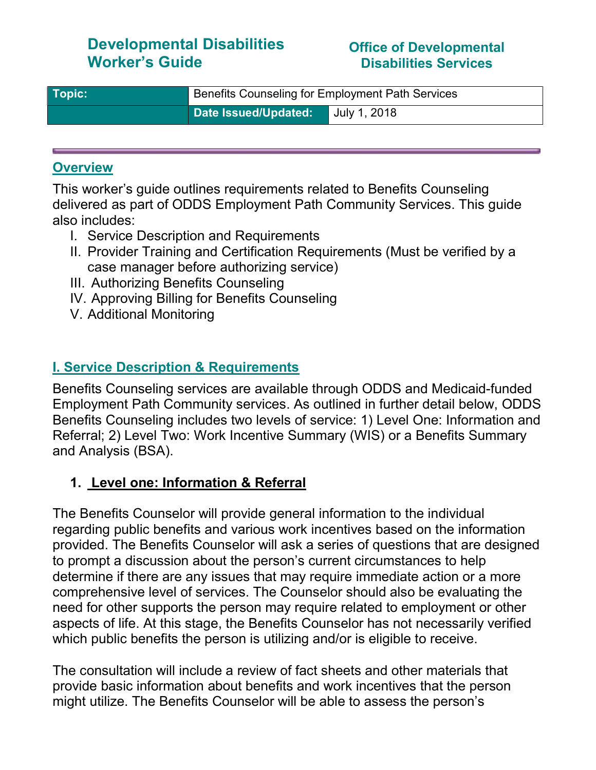# Developmental Disabilities Worker's Guide

**Office of Developmental Disabilities Services**

| Topic: | Benefits Counseling for Employment Path Services | |
|---|---|---|
| | Date Issued/Updated: | July 1, 2018 |

## Overview

This worker's guide outlines requirements related to Benefits Counseling delivered as part of ODDS Employment Path Community Services. This guide also includes:

I. Service Description and Requirements
II. Provider Training and Certification Requirements (Must be verified by a case manager before authorizing service)
III. Authorizing Benefits Counseling
IV. Approving Billing for Benefits Counseling
V. Additional Monitoring

## I. Service Description & Requirements

Benefits Counseling services are available through ODDS and Medicaid-funded Employment Path Community services. As outlined in further detail below, ODDS Benefits Counseling includes two levels of service: 1) Level One: Information and Referral; 2) Level Two: Work Incentive Summary (WIS) or a Benefits Summary and Analysis (BSA).

### 1. Level one: Information & Referral

The Benefits Counselor will provide general information to the individual regarding public benefits and various work incentives based on the information provided. The Benefits Counselor will ask a series of questions that are designed to prompt a discussion about the person's current circumstances to help determine if there are any issues that may require immediate action or a more comprehensive level of services. The Counselor should also be evaluating the need for other supports the person may require related to employment or other aspects of life. At this stage, the Benefits Counselor has not necessarily verified which public benefits the person is utilizing and/or is eligible to receive.

The consultation will include a review of fact sheets and other materials that provide basic information about benefits and work incentives that the person might utilize. The Benefits Counselor will be able to assess the person's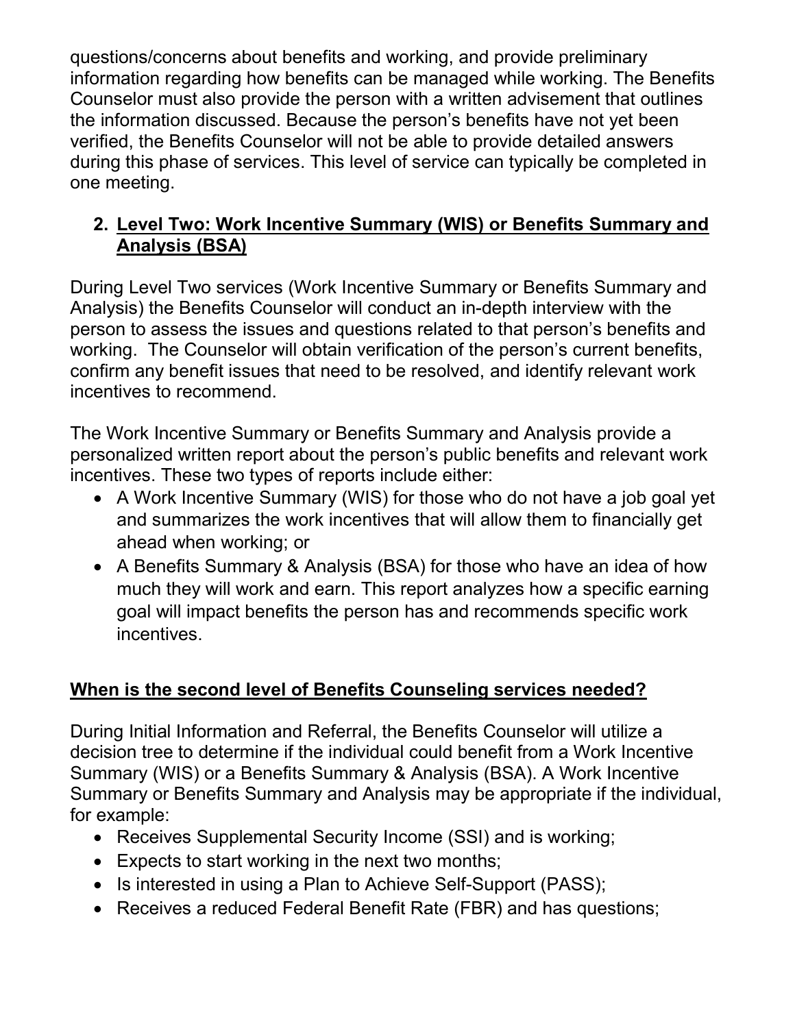questions/concerns about benefits and working, and provide preliminary information regarding how benefits can be managed while working. The Benefits Counselor must also provide the person with a written advisement that outlines the information discussed. Because the person's benefits have not yet been verified, the Benefits Counselor will not be able to provide detailed answers during this phase of services. This level of service can typically be completed in one meeting.

2. **Level Two: Work Incentive Summary (WIS) or Benefits Summary and Analysis (BSA)**

During Level Two services (Work Incentive Summary or Benefits Summary and Analysis) the Benefits Counselor will conduct an in-depth interview with the person to assess the issues and questions related to that person's benefits and working. The Counselor will obtain verification of the person's current benefits, confirm any benefit issues that need to be resolved, and identify relevant work incentives to recommend.

The Work Incentive Summary or Benefits Summary and Analysis provide a personalized written report about the person's public benefits and relevant work incentives. These two types of reports include either:

- A Work Incentive Summary (WIS) for those who do not have a job goal yet and summarizes the work incentives that will allow them to financially get ahead when working; or
- A Benefits Summary & Analysis (BSA) for those who have an idea of how much they will work and earn. This report analyzes how a specific earning goal will impact benefits the person has and recommends specific work incentives.

## When is the second level of Benefits Counseling services needed?

During Initial Information and Referral, the Benefits Counselor will utilize a decision tree to determine if the individual could benefit from a Work Incentive Summary (WIS) or a Benefits Summary & Analysis (BSA). A Work Incentive Summary or Benefits Summary and Analysis may be appropriate if the individual, for example:

- Receives Supplemental Security Income (SSI) and is working;
- Expects to start working in the next two months;
- Is interested in using a Plan to Achieve Self-Support (PASS);
- Receives a reduced Federal Benefit Rate (FBR) and has questions;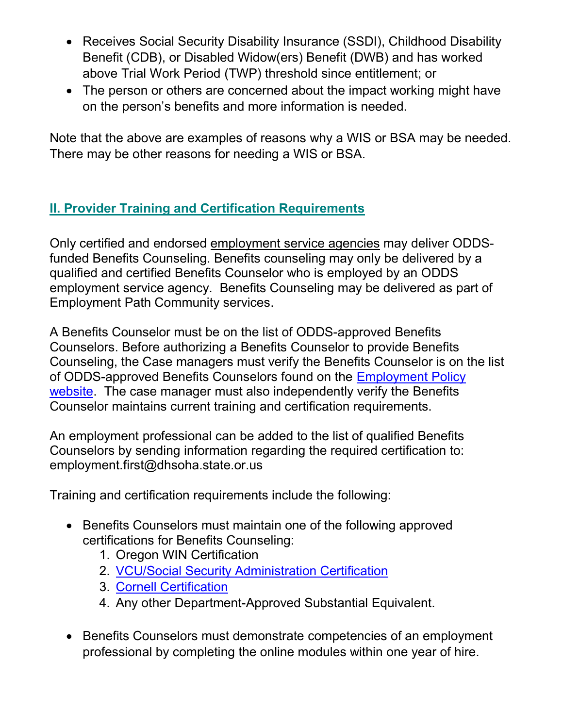- Receives Social Security Disability Insurance (SSDI), Childhood Disability Benefit (CDB), or Disabled Widow(ers) Benefit (DWB) and has worked above Trial Work Period (TWP) threshold since entitlement; or
- The person or others are concerned about the impact working might have on the person's benefits and more information is needed.

Note that the above are examples of reasons why a WIS or BSA may be needed. There may be other reasons for needing a WIS or BSA.

## II. Provider Training and Certification Requirements

Only certified and endorsed employment service agencies may deliver ODDS-funded Benefits Counseling. Benefits counseling may only be delivered by a qualified and certified Benefits Counselor who is employed by an ODDS employment service agency. Benefits Counseling may be delivered as part of Employment Path Community services.

A Benefits Counselor must be on the list of ODDS-approved Benefits Counselors. Before authorizing a Benefits Counselor to provide Benefits Counseling, the Case managers must verify the Benefits Counselor is on the list of ODDS-approved Benefits Counselors found on the Employment Policy website. The case manager must also independently verify the Benefits Counselor maintains current training and certification requirements.

An employment professional can be added to the list of qualified Benefits Counselors by sending information regarding the required certification to: employment.first@dhsoha.state.or.us

Training and certification requirements include the following:

- Benefits Counselors must maintain one of the following approved certifications for Benefits Counseling:
  1. Oregon WIN Certification
  2. VCU/Social Security Administration Certification
  3. Cornell Certification
  4. Any other Department-Approved Substantial Equivalent.

- Benefits Counselors must demonstrate competencies of an employment professional by completing the online modules within one year of hire.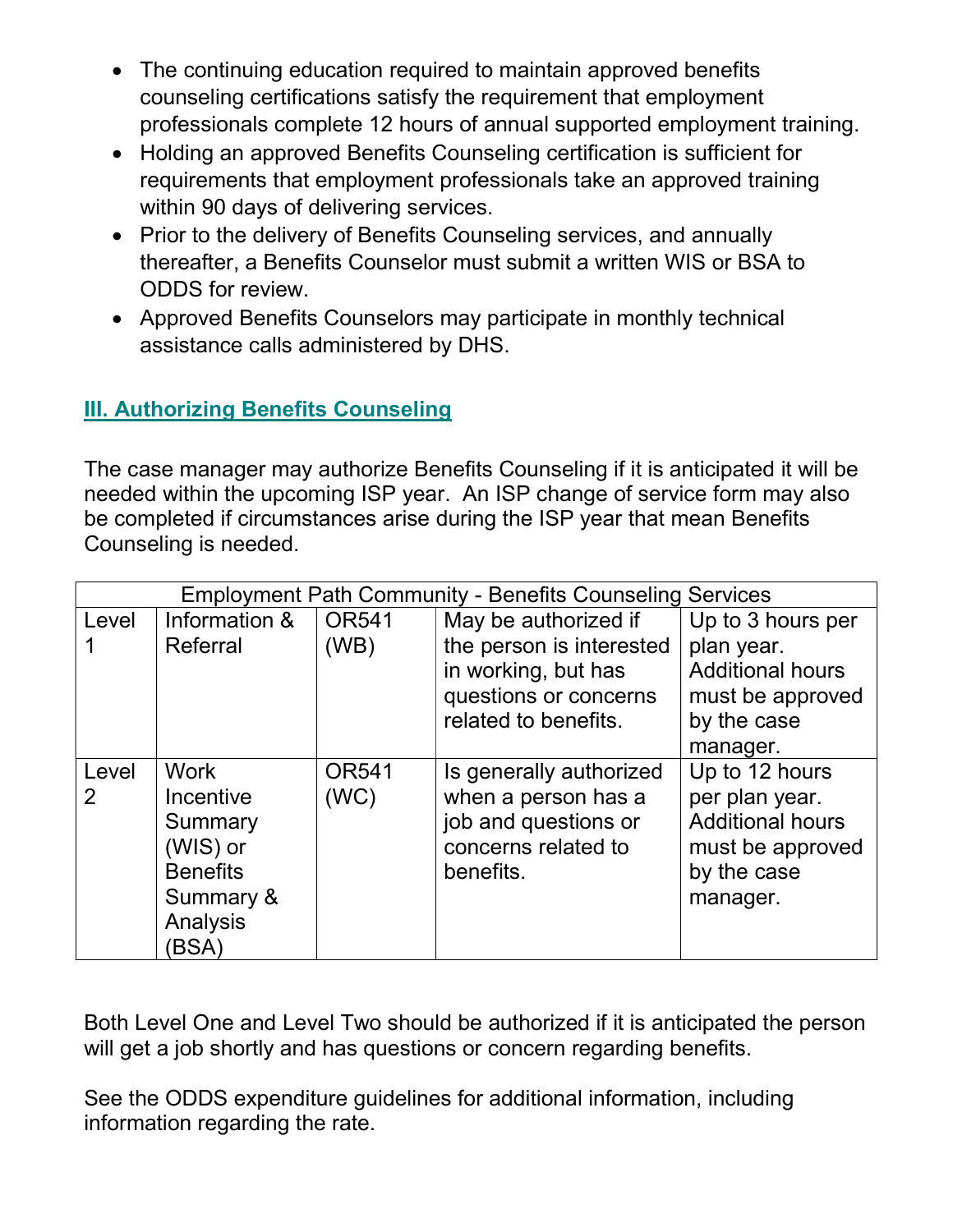- The continuing education required to maintain approved benefits counseling certifications satisfy the requirement that employment professionals complete 12 hours of annual supported employment training.
- Holding an approved Benefits Counseling certification is sufficient for requirements that employment professionals take an approved training within 90 days of delivering services.
- Prior to the delivery of Benefits Counseling services, and annually thereafter, a Benefits Counselor must submit a written WIS or BSA to ODDS for review.
- Approved Benefits Counselors may participate in monthly technical assistance calls administered by DHS.

## III. Authorizing Benefits Counseling

The case manager may authorize Benefits Counseling if it is anticipated it will be needed within the upcoming ISP year. An ISP change of service form may also be completed if circumstances arise during the ISP year that mean Benefits Counseling is needed.

| Employment Path Community - Benefits Counseling Services | | | | |
|---|---|---|---|---|
| Level 1 | Information & Referral | OR541 (WB) | May be authorized if the person is interested in working, but has questions or concerns related to benefits. | Up to 3 hours per plan year. Additional hours must be approved by the case manager. |
| Level 2 | Work Incentive Summary (WIS) or Benefits Summary & Analysis (BSA) | OR541 (WC) | Is generally authorized when a person has a job and questions or concerns related to benefits. | Up to 12 hours per plan year. Additional hours must be approved by the case manager. |

Both Level One and Level Two should be authorized if it is anticipated the person will get a job shortly and has questions or concern regarding benefits.

See the ODDS expenditure guidelines for additional information, including information regarding the rate.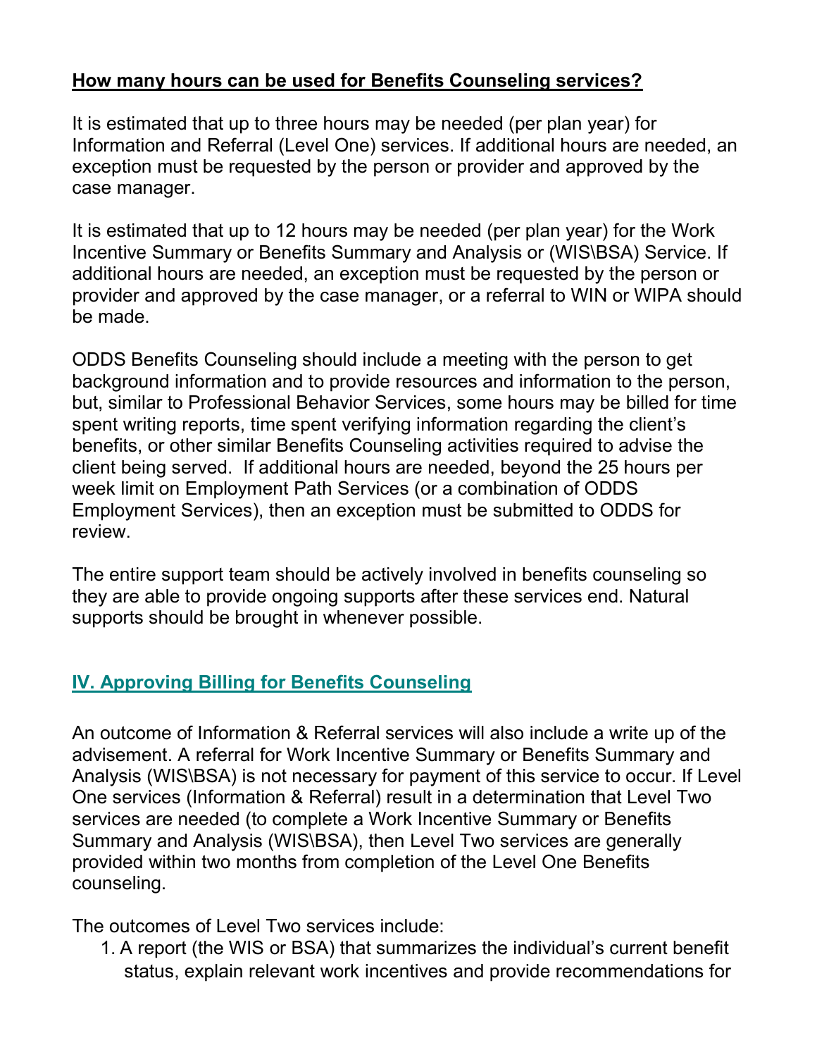**How many hours can be used for Benefits Counseling services?**

It is estimated that up to three hours may be needed (per plan year) for Information and Referral (Level One) services. If additional hours are needed, an exception must be requested by the person or provider and approved by the case manager.

It is estimated that up to 12 hours may be needed (per plan year) for the Work Incentive Summary or Benefits Summary and Analysis or (WIS\BSA) Service. If additional hours are needed, an exception must be requested by the person or provider and approved by the case manager, or a referral to WIN or WIPA should be made.

ODDS Benefits Counseling should include a meeting with the person to get background information and to provide resources and information to the person, but, similar to Professional Behavior Services, some hours may be billed for time spent writing reports, time spent verifying information regarding the client's benefits, or other similar Benefits Counseling activities required to advise the client being served. If additional hours are needed, beyond the 25 hours per week limit on Employment Path Services (or a combination of ODDS Employment Services), then an exception must be submitted to ODDS for review.

The entire support team should be actively involved in benefits counseling so they are able to provide ongoing supports after these services end. Natural supports should be brought in whenever possible.

## IV. Approving Billing for Benefits Counseling

An outcome of Information & Referral services will also include a write up of the advisement. A referral for Work Incentive Summary or Benefits Summary and Analysis (WIS\BSA) is not necessary for payment of this service to occur. If Level One services (Information & Referral) result in a determination that Level Two services are needed (to complete a Work Incentive Summary or Benefits Summary and Analysis (WIS\BSA), then Level Two services are generally provided within two months from completion of the Level One Benefits counseling.

The outcomes of Level Two services include:

1. A report (the WIS or BSA) that summarizes the individual's current benefit status, explain relevant work incentives and provide recommendations for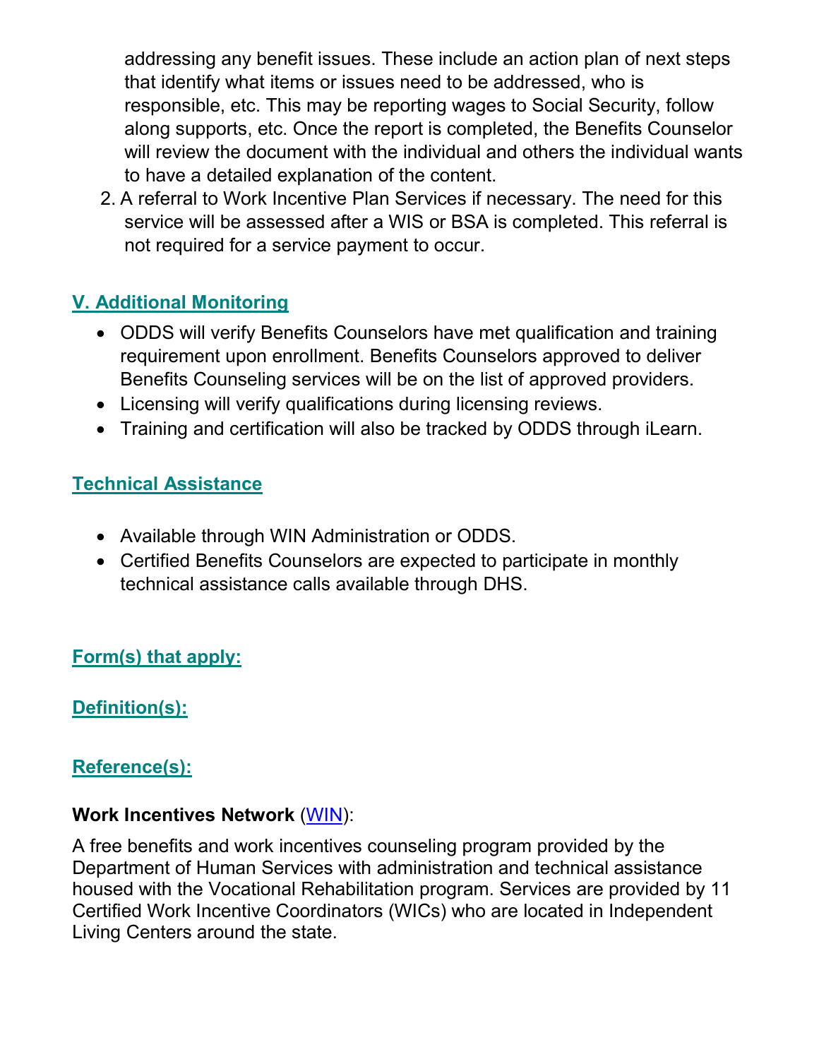addressing any benefit issues. These include an action plan of next steps that identify what items or issues need to be addressed, who is responsible, etc. This may be reporting wages to Social Security, follow along supports, etc. Once the report is completed, the Benefits Counselor will review the document with the individual and others the individual wants to have a detailed explanation of the content.

2. A referral to Work Incentive Plan Services if necessary. The need for this service will be assessed after a WIS or BSA is completed. This referral is not required for a service payment to occur.

## V. Additional Monitoring

- ODDS will verify Benefits Counselors have met qualification and training requirement upon enrollment. Benefits Counselors approved to deliver Benefits Counseling services will be on the list of approved providers.
- Licensing will verify qualifications during licensing reviews.
- Training and certification will also be tracked by ODDS through iLearn.

## Technical Assistance

- Available through WIN Administration or ODDS.
- Certified Benefits Counselors are expected to participate in monthly technical assistance calls available through DHS.

## Form(s) that apply:

## Definition(s):

## Reference(s):

**Work Incentives Network** (WIN):

A free benefits and work incentives counseling program provided by the Department of Human Services with administration and technical assistance housed with the Vocational Rehabilitation program. Services are provided by 11 Certified Work Incentive Coordinators (WICs) who are located in Independent Living Centers around the state.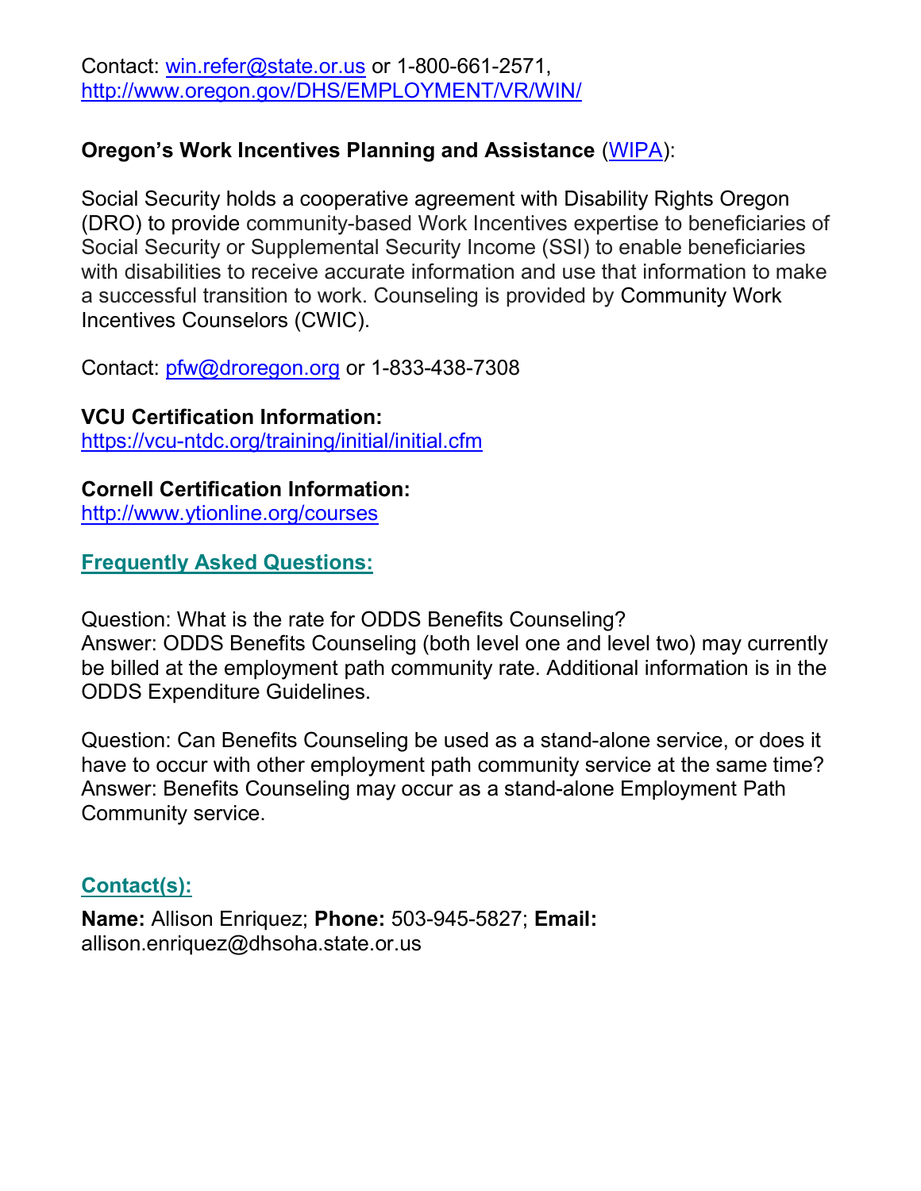Contact: win.refer@state.or.us or 1-800-661-2571, http://www.oregon.gov/DHS/EMPLOYMENT/VR/WIN/

**Oregon's Work Incentives Planning and Assistance** (WIPA):

Social Security holds a cooperative agreement with Disability Rights Oregon (DRO) to provide community-based Work Incentives expertise to beneficiaries of Social Security or Supplemental Security Income (SSI) to enable beneficiaries with disabilities to receive accurate information and use that information to make a successful transition to work. Counseling is provided by Community Work Incentives Counselors (CWIC).

Contact: pfw@droregon.org or 1-833-438-7308

**VCU Certification Information:**
https://vcu-ntdc.org/training/initial/initial.cfm

**Cornell Certification Information:**
http://www.ytionline.org/courses

## Frequently Asked Questions:

Question: What is the rate for ODDS Benefits Counseling?
Answer: ODDS Benefits Counseling (both level one and level two) may currently be billed at the employment path community rate. Additional information is in the ODDS Expenditure Guidelines.

Question: Can Benefits Counseling be used as a stand-alone service, or does it have to occur with other employment path community service at the same time?
Answer: Benefits Counseling may occur as a stand-alone Employment Path Community service.

## Contact(s):

**Name:** Allison Enriquez; **Phone:** 503-945-5827; **Email:** allison.enriquez@dhsoha.state.or.us